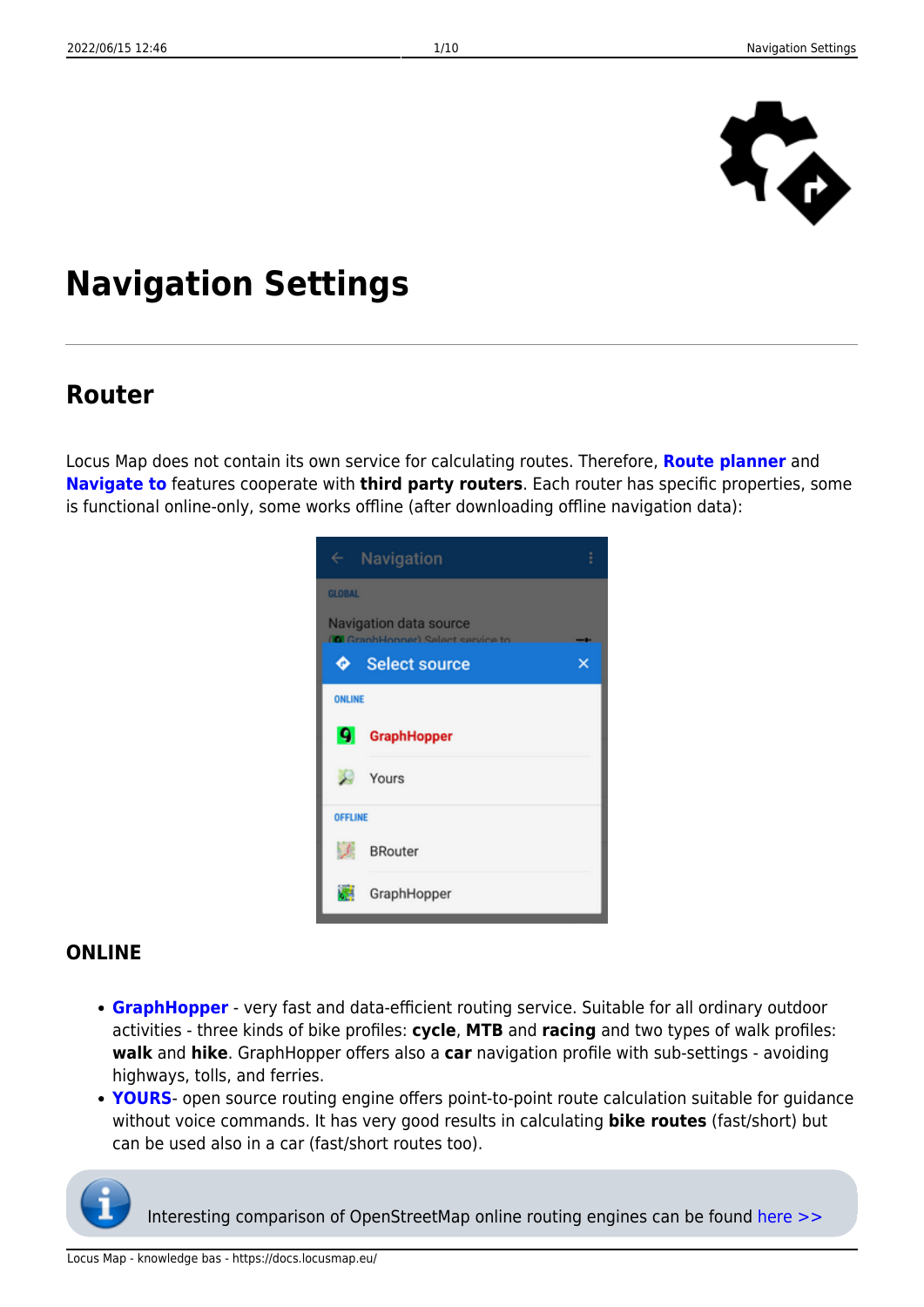# Navigation Settings

## Router

Locus Map does not contain its own service for calculating routes. Therefore, **Route planner** and **Navigate to** features cooperate with **third party routers**. Each router has specific properties, some is functional online-only, some works offline (after downloading offline navigation data):

### ONLINE

- **GraphHopper** - very fast and data-efficient routing service. Suitable for all ordinary outdoor activities - three kinds of bike profiles: **cycle**, **MTB** and **racing** and two types of walk profiles: **walk** and **hike**. GraphHopper offers also a **car** navigation profile with sub-settings - avoiding highways, tolls, and ferries.
- **YOURS**- open source routing engine offers point-to-point route calculation suitable for guidance without voice commands. It has very good results in calculating **bike routes** (fast/short) but can be used also in a car (fast/short routes too).

Interesting comparison of OpenStreetMap online routing engines can be found here >>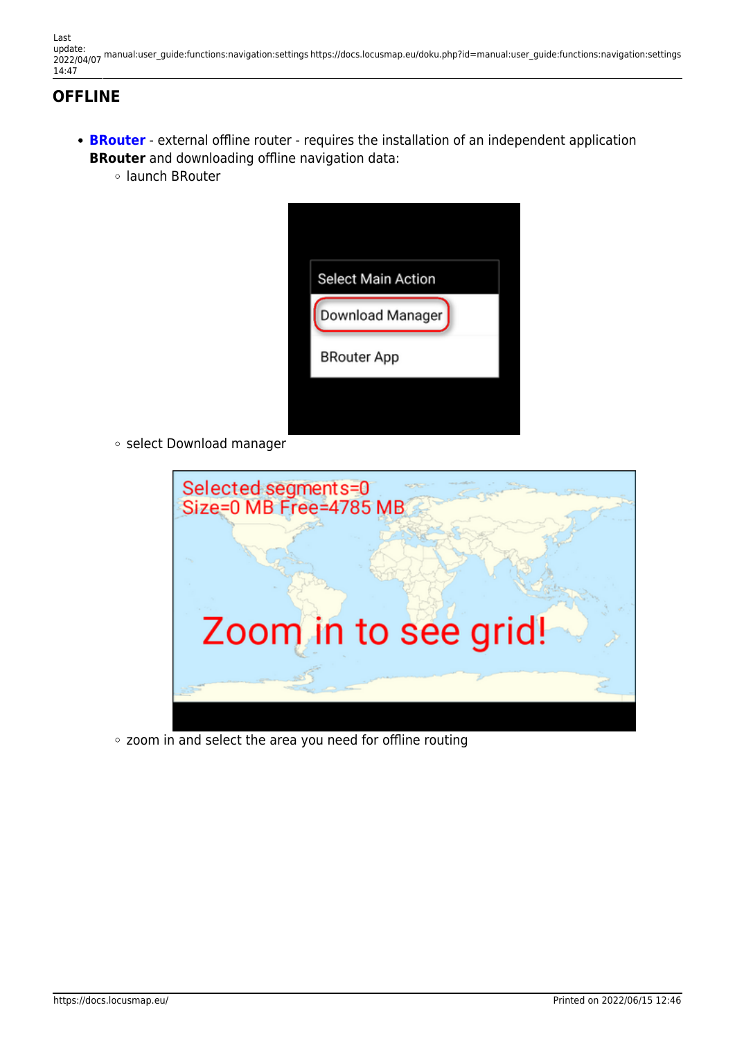## OFFLINE

- **BRouter** - external offline router - requires the installation of an independent application **BRouter** and downloading offline navigation data:
  - launch BRouter
  - select Download manager
  - zoom in and select the area you need for offline routing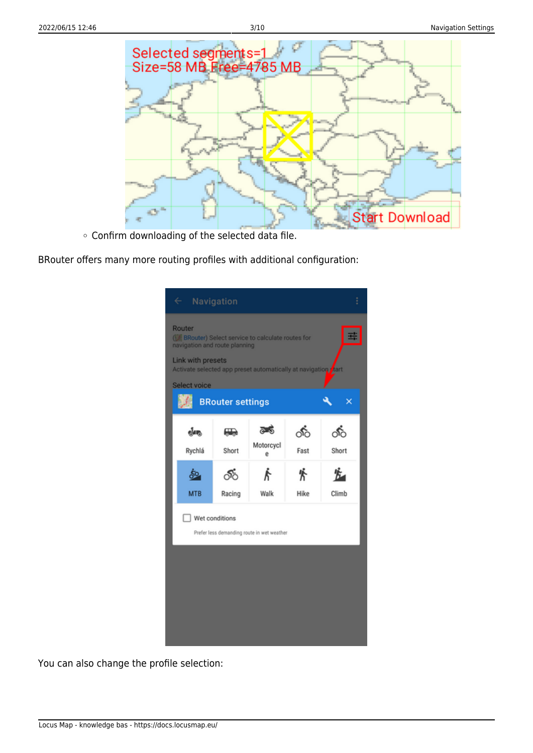- Confirm downloading of the selected data file.

BRouter offers many more routing profiles with additional configuration:

You can also change the profile selection: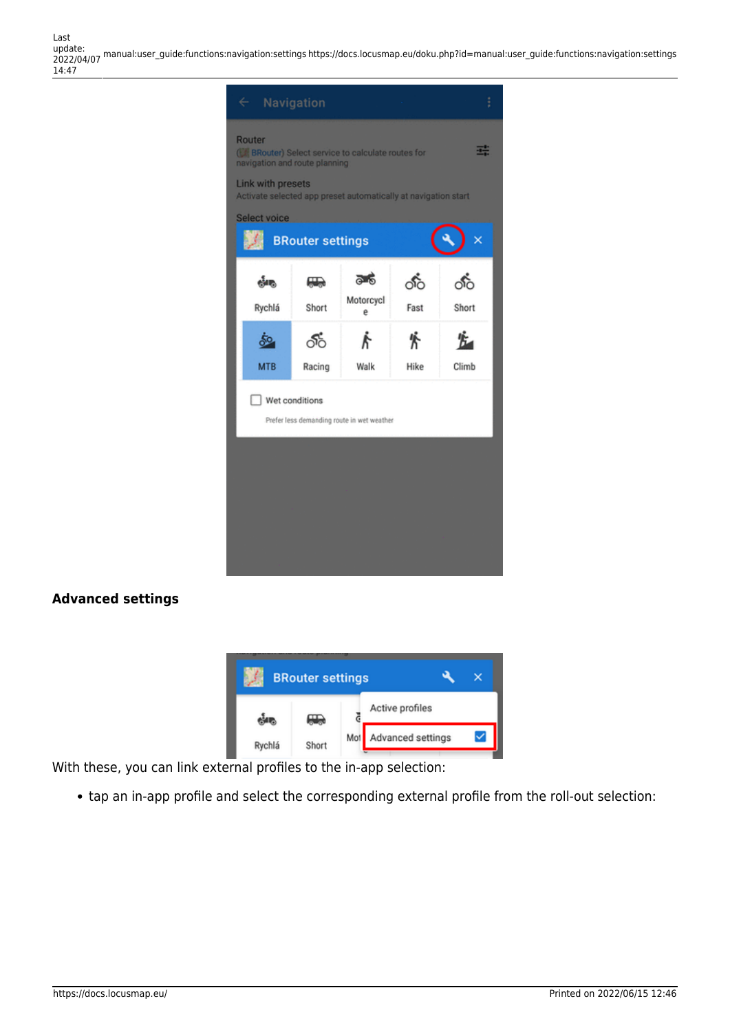#### Advanced settings

With these, you can link external profiles to the in-app selection:

- tap an in-app profile and select the corresponding external profile from the roll-out selection: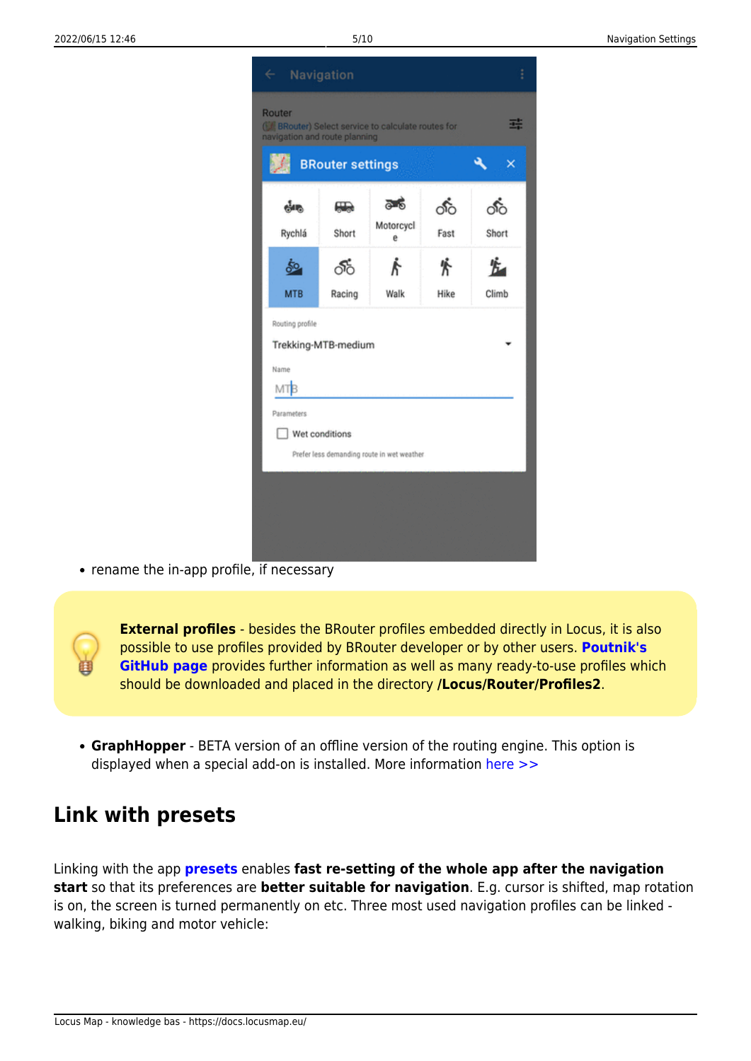- rename the in-app profile, if necessary

**External profiles** - besides the BRouter profiles embedded directly in Locus, it is also possible to use profiles provided by BRouter developer or by other users. **Poutnik's GitHub page** provides further information as well as many ready-to-use profiles which should be downloaded and placed in the directory **/Locus/Router/Profiles2**.

- **GraphHopper** - BETA version of an offline version of the routing engine. This option is displayed when a special add-on is installed. More information here >>

## Link with presets

Linking with the app **presets** enables **fast re-setting of the whole app after the navigation start** so that its preferences are **better suitable for navigation**. E.g. cursor is shifted, map rotation is on, the screen is turned permanently on etc. Three most used navigation profiles can be linked - walking, biking and motor vehicle: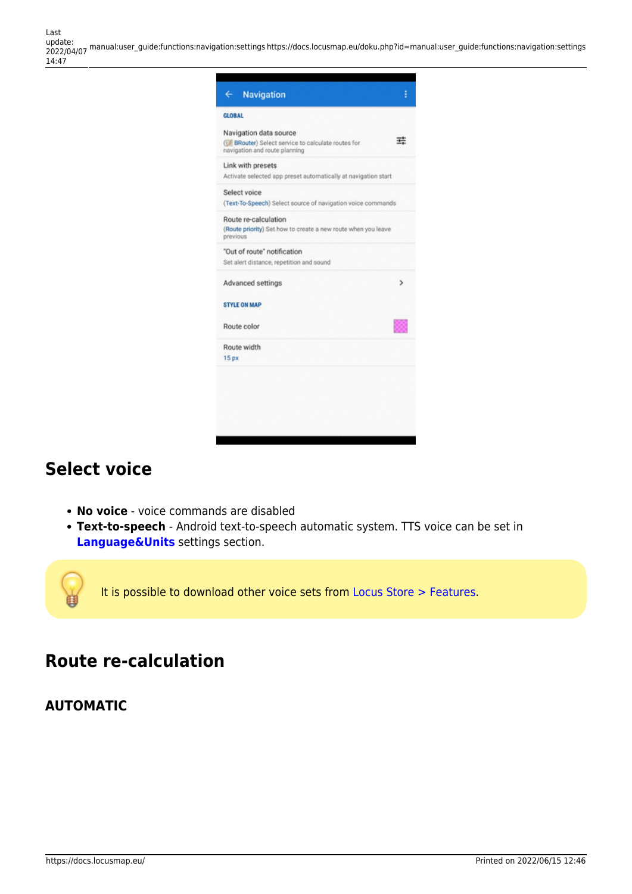## Select voice

- **No voice** - voice commands are disabled
- **Text-to-speech** - Android text-to-speech automatic system. TTS voice can be set in **Language&Units** settings section.

It is possible to download other voice sets from Locus Store > Features.

## Route re-calculation

### AUTOMATIC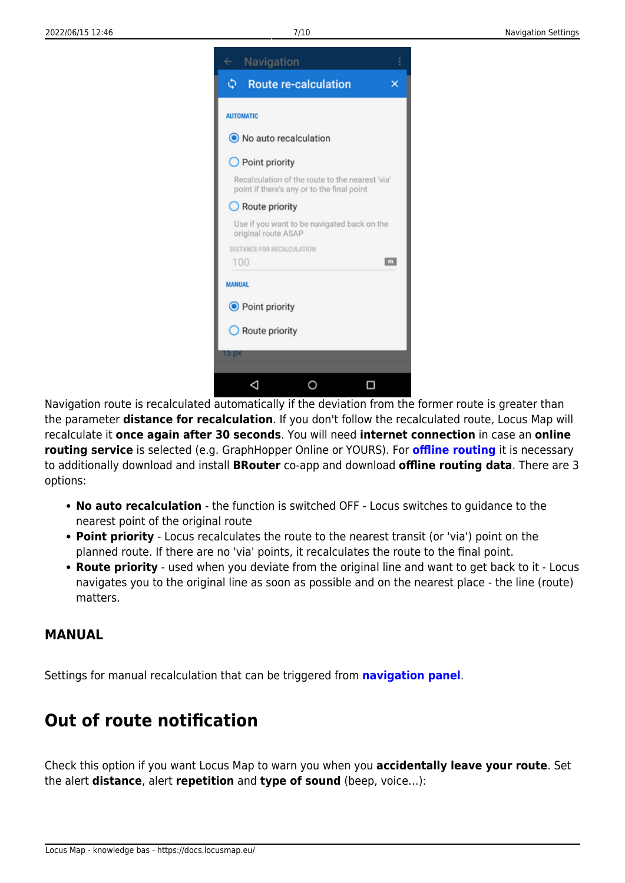Navigation route is recalculated automatically if the deviation from the former route is greater than the parameter **distance for recalculation**. If you don't follow the recalculated route, Locus Map will recalculate it **once again after 30 seconds**. You will need **internet connection** in case an **online routing service** is selected (e.g. GraphHopper Online or YOURS). For **offline routing** it is necessary to additionally download and install **BRouter** co-app and download **offline routing data**. There are 3 options:

- **No auto recalculation** - the function is switched OFF - Locus switches to guidance to the nearest point of the original route
- **Point priority** - Locus recalculates the route to the nearest transit (or 'via') point on the planned route. If there are no 'via' points, it recalculates the route to the final point.
- **Route priority** - used when you deviate from the original line and want to get back to it - Locus navigates you to the original line as soon as possible and on the nearest place - the line (route) matters.

#### MANUAL

Settings for manual recalculation that can be triggered from **navigation panel**.

## Out of route notification

Check this option if you want Locus Map to warn you when you **accidentally leave your route**. Set the alert **distance**, alert **repetition** and **type of sound** (beep, voice…):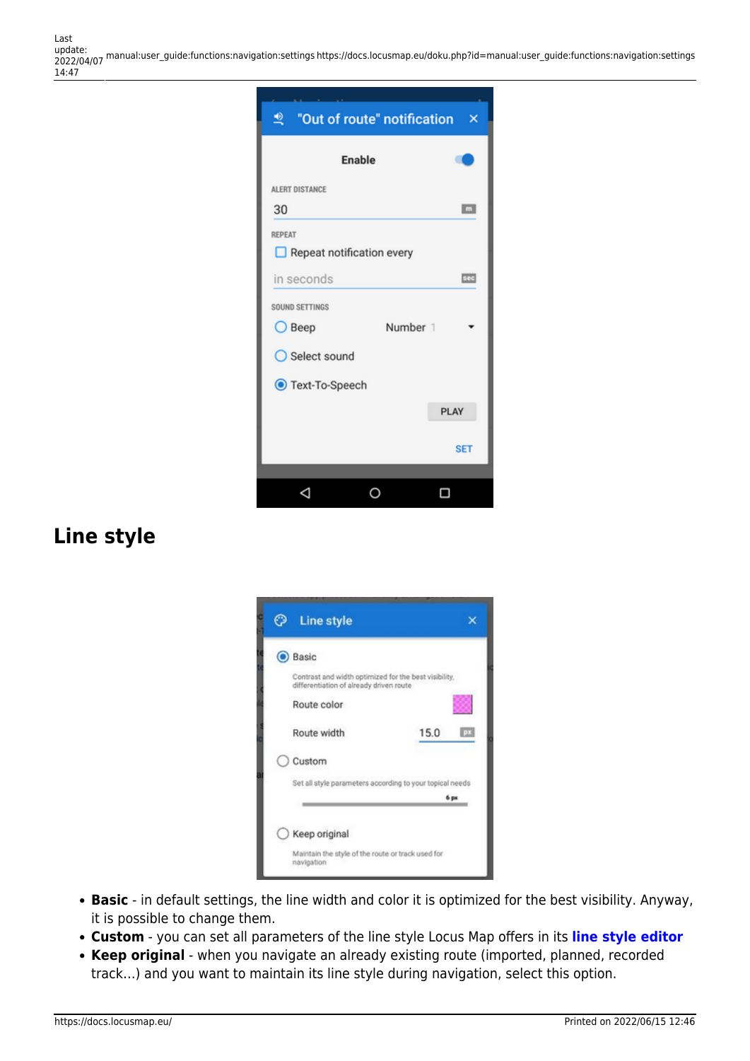## Line style

- **Basic** - in default settings, the line width and color it is optimized for the best visibility. Anyway, it is possible to change them.
- **Custom** - you can set all parameters of the line style Locus Map offers in its **line style editor**
- **Keep original** - when you navigate an already existing route (imported, planned, recorded track…) and you want to maintain its line style during navigation, select this option.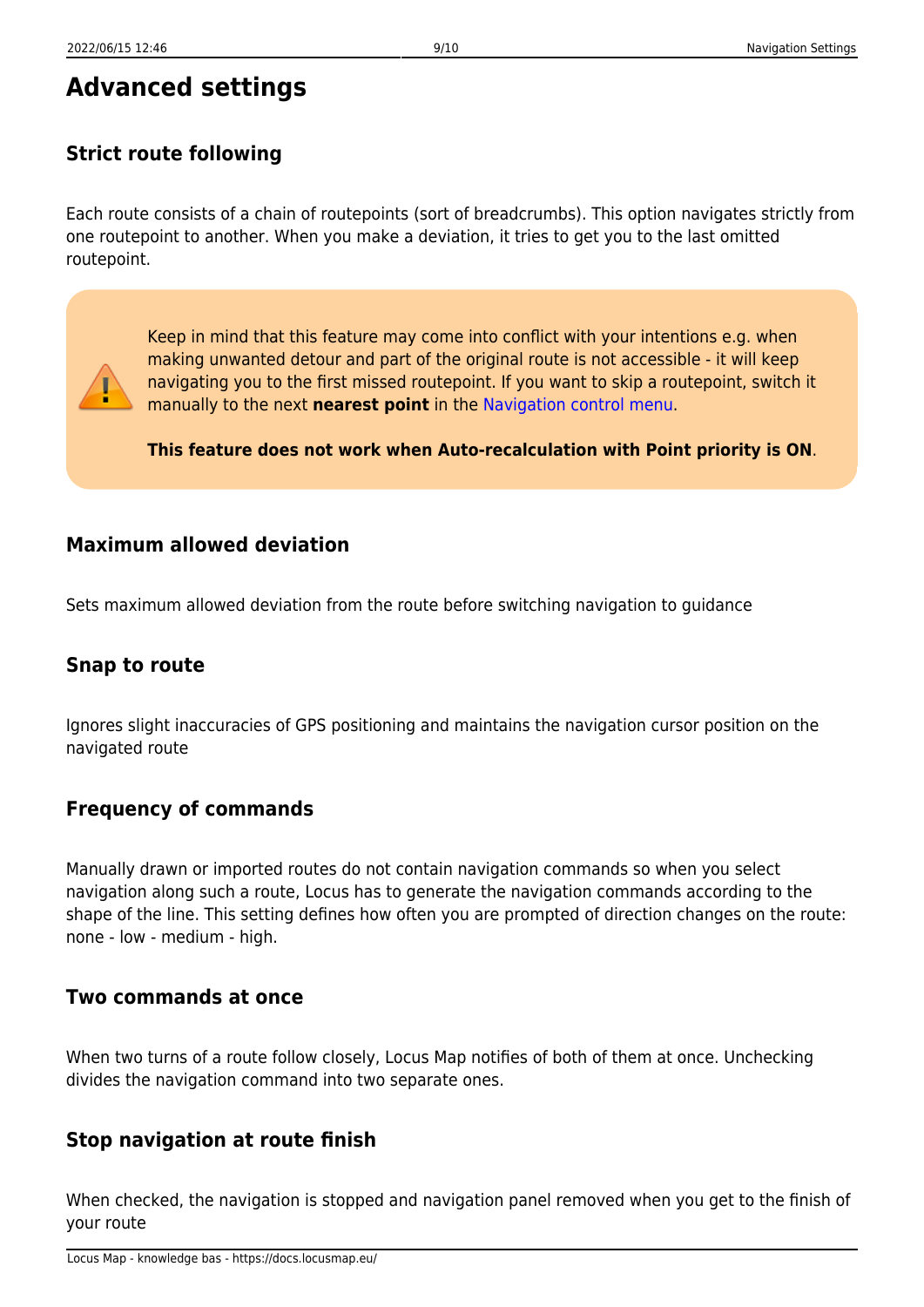# Advanced settings

## Strict route following

Each route consists of a chain of routepoints (sort of breadcrumbs). This option navigates strictly from one routepoint to another. When you make a deviation, it tries to get you to the last omitted routepoint.

> Keep in mind that this feature may come into conflict with your intentions e.g. when making unwanted detour and part of the original route is not accessible - it will keep navigating you to the first missed routepoint. If you want to skip a routepoint, switch it manually to the next **nearest point** in the Navigation control menu.
>
> **This feature does not work when Auto-recalculation with Point priority is ON**.

## Maximum allowed deviation

Sets maximum allowed deviation from the route before switching navigation to guidance

## Snap to route

Ignores slight inaccuracies of GPS positioning and maintains the navigation cursor position on the navigated route

## Frequency of commands

Manually drawn or imported routes do not contain navigation commands so when you select navigation along such a route, Locus has to generate the navigation commands according to the shape of the line. This setting defines how often you are prompted of direction changes on the route: none - low - medium - high.

## Two commands at once

When two turns of a route follow closely, Locus Map notifies of both of them at once. Unchecking divides the navigation command into two separate ones.

## Stop navigation at route finish

When checked, the navigation is stopped and navigation panel removed when you get to the finish of your route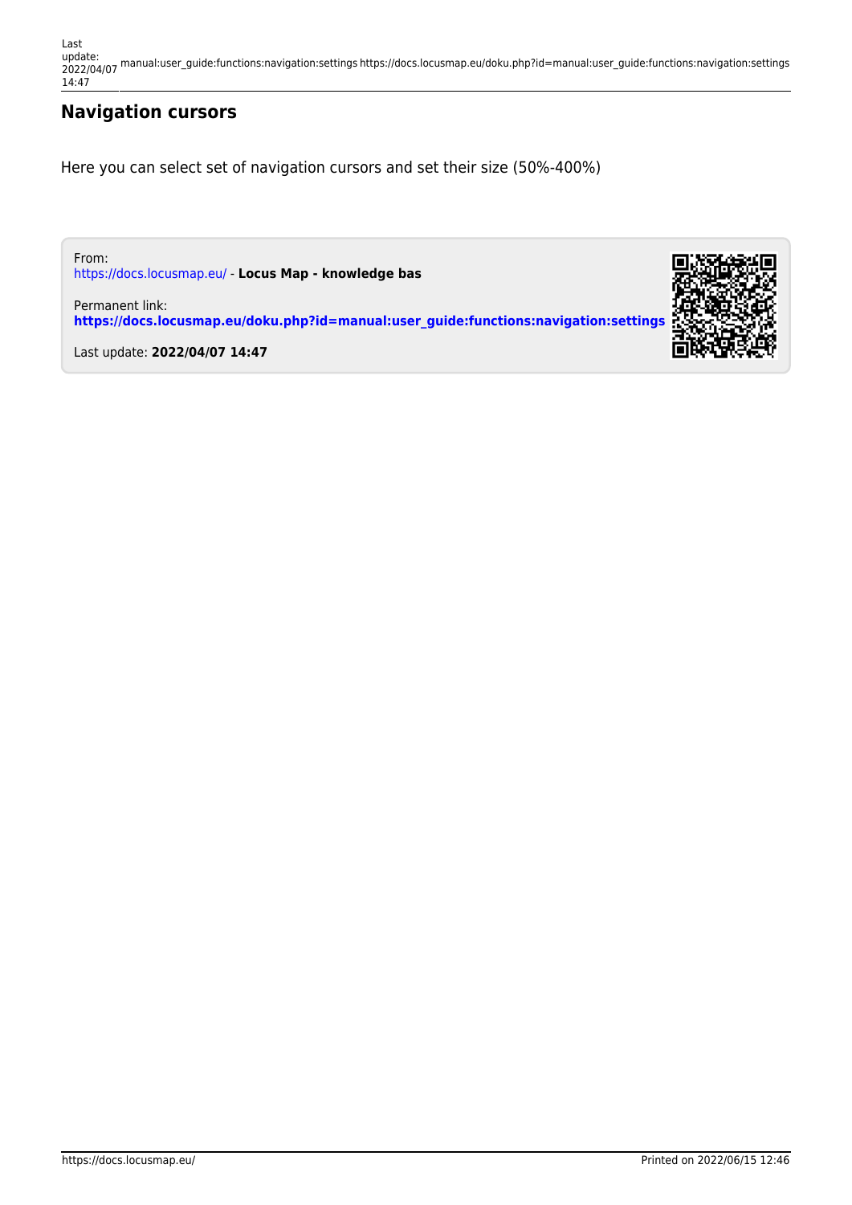## Navigation cursors

Here you can select set of navigation cursors and set their size (50%-400%)

From:
https://docs.locusmap.eu/ - **Locus Map - knowledge bas**

Permanent link:
**https://docs.locusmap.eu/doku.php?id=manual:user_guide:functions:navigation:settings**

Last update: **2022/04/07 14:47**